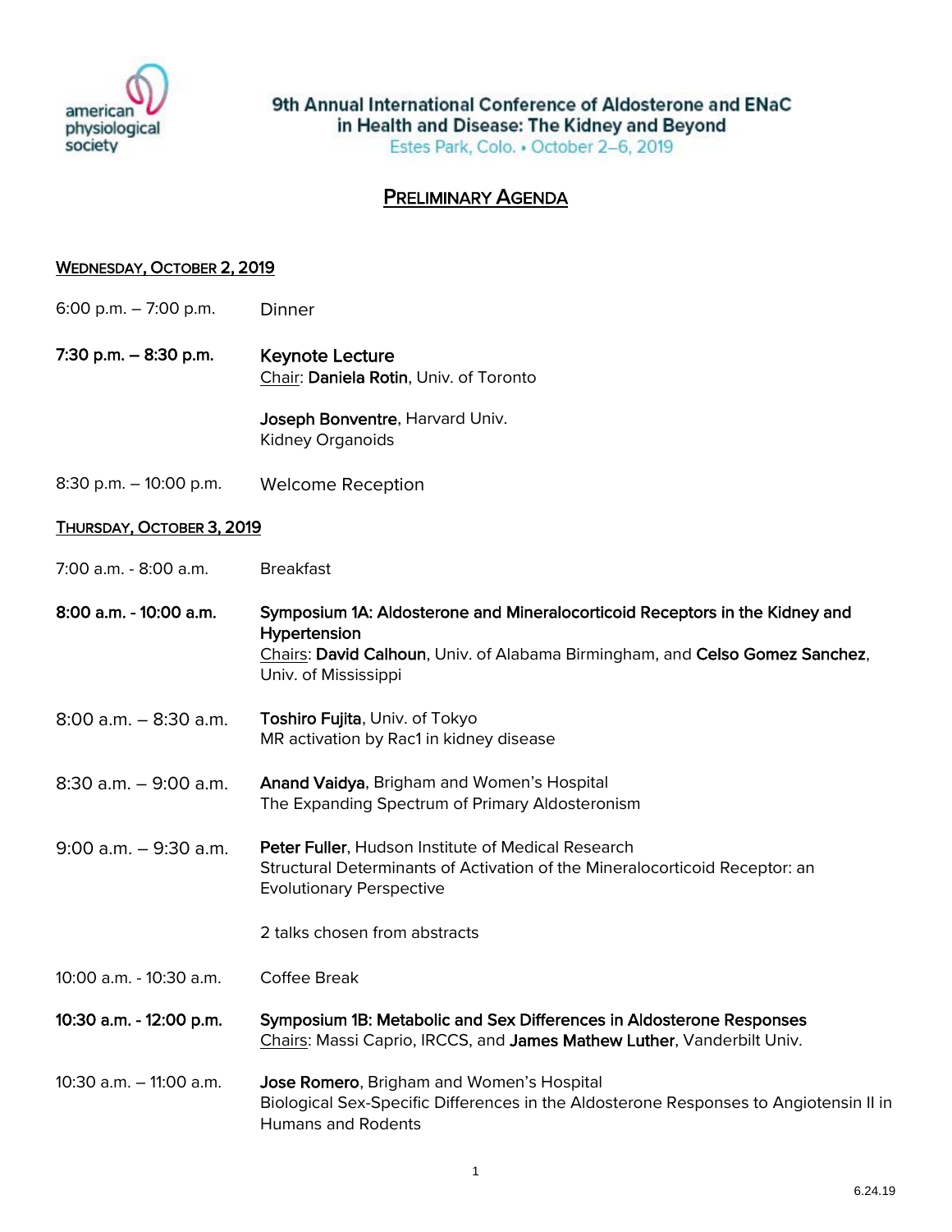american physiological society

# 9th Annual International Conference of Aldosterone and ENaC in Health and Disease: The Kidney and Beyond

Estes Park, Colo. • October 2–6, 2019

## PRELIMINARY AGENDA

### WEDNESDAY, OCTOBER 2, 2019

6:00 p.m. – 7:00 p.m. Dinner

**7:30 p.m. – 8:30 p.m.** **Keynote Lecture**
Chair: **Daniela Rotin**, Univ. of Toronto

**Joseph Bonventre**, Harvard Univ.
Kidney Organoids

8:30 p.m. – 10:00 p.m. Welcome Reception

### THURSDAY, OCTOBER 3, 2019

7:00 a.m. - 8:00 a.m. Breakfast

**8:00 a.m. - 10:00 a.m.** **Symposium 1A: Aldosterone and Mineralocorticoid Receptors in the Kidney and Hypertension**
Chairs: **David Calhoun**, Univ. of Alabama Birmingham, and **Celso Gomez Sanchez**, Univ. of Mississippi

8:00 a.m. – 8:30 a.m. **Toshiro Fujita**, Univ. of Tokyo
MR activation by Rac1 in kidney disease

8:30 a.m. – 9:00 a.m. **Anand Vaidya**, Brigham and Women's Hospital
The Expanding Spectrum of Primary Aldosteronism

9:00 a.m. – 9:30 a.m. **Peter Fuller**, Hudson Institute of Medical Research
Structural Determinants of Activation of the Mineralocorticoid Receptor: an Evolutionary Perspective

2 talks chosen from abstracts

10:00 a.m. - 10:30 a.m. Coffee Break

**10:30 a.m. - 12:00 p.m.** **Symposium 1B: Metabolic and Sex Differences in Aldosterone Responses**
Chairs: Massi Caprio, IRCCS, and **James Mathew Luther**, Vanderbilt Univ.

10:30 a.m. – 11:00 a.m. **Jose Romero**, Brigham and Women's Hospital
Biological Sex-Specific Differences in the Aldosterone Responses to Angiotensin II in Humans and Rodents

6.24.19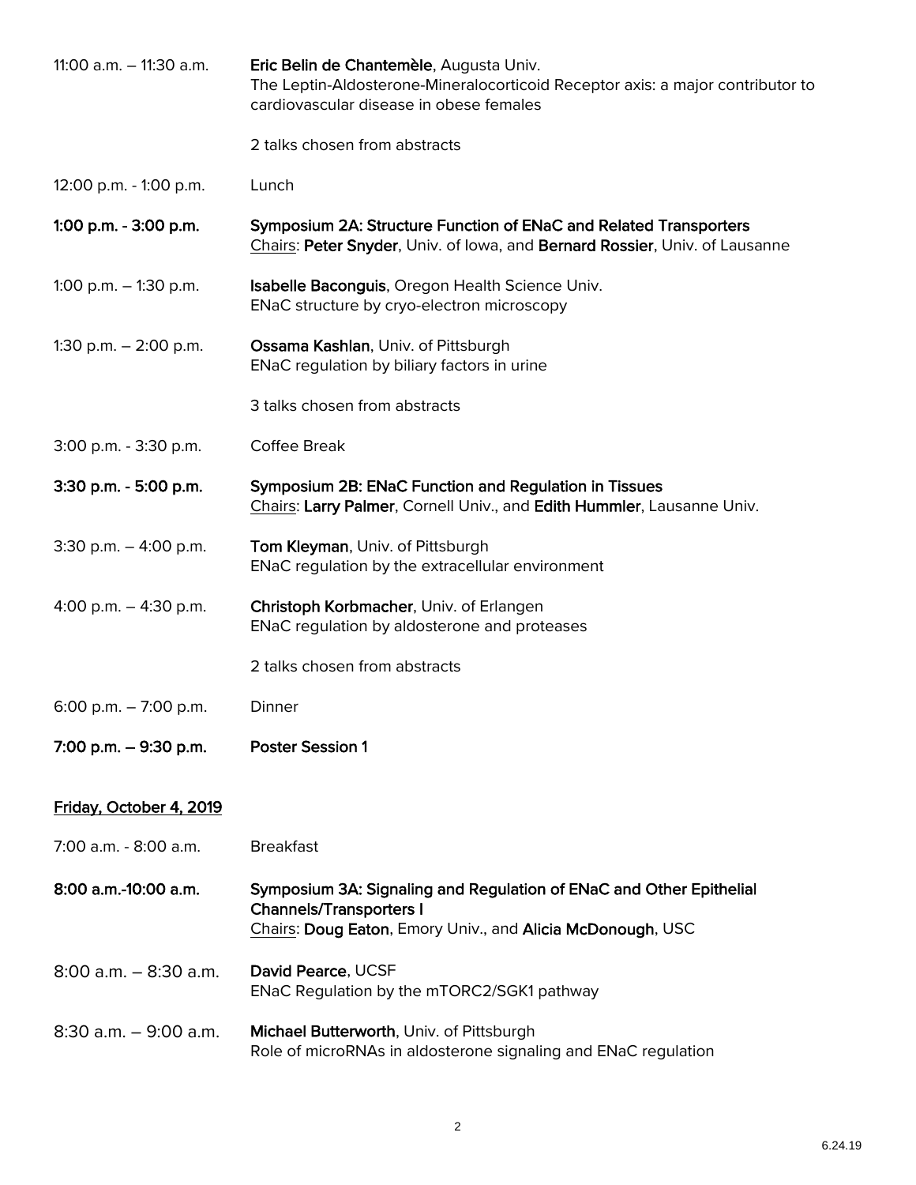11:00 a.m. – 11:30 a.m. **Eric Belin de Chantemèle**, Augusta Univ.
The Leptin-Aldosterone-Mineralocorticoid Receptor axis: a major contributor to cardiovascular disease in obese females

2 talks chosen from abstracts

12:00 p.m. - 1:00 p.m. Lunch

**1:00 p.m. - 3:00 p.m. Symposium 2A: Structure Function of ENaC and Related Transporters**
Chairs: **Peter Snyder**, Univ. of Iowa, and **Bernard Rossier**, Univ. of Lausanne

1:00 p.m. – 1:30 p.m. **Isabelle Baconguis**, Oregon Health Science Univ.
ENaC structure by cryo-electron microscopy

1:30 p.m. – 2:00 p.m. **Ossama Kashlan**, Univ. of Pittsburgh
ENaC regulation by biliary factors in urine

3 talks chosen from abstracts

3:00 p.m. - 3:30 p.m. Coffee Break

**3:30 p.m. - 5:00 p.m. Symposium 2B: ENaC Function and Regulation in Tissues**
Chairs: **Larry Palmer**, Cornell Univ., and **Edith Hummler**, Lausanne Univ.

3:30 p.m. – 4:00 p.m. **Tom Kleyman**, Univ. of Pittsburgh
ENaC regulation by the extracellular environment

4:00 p.m. – 4:30 p.m. **Christoph Korbmacher**, Univ. of Erlangen
ENaC regulation by aldosterone and proteases

2 talks chosen from abstracts

6:00 p.m. – 7:00 p.m. Dinner

**7:00 p.m. – 9:30 p.m. Poster Session 1**

## Friday, October 4, 2019

7:00 a.m. - 8:00 a.m. Breakfast

**8:00 a.m.-10:00 a.m. Symposium 3A: Signaling and Regulation of ENaC and Other Epithelial Channels/Transporters I**
Chairs: **Doug Eaton**, Emory Univ., and **Alicia McDonough**, USC

8:00 a.m. – 8:30 a.m. **David Pearce**, UCSF
ENaC Regulation by the mTORC2/SGK1 pathway

8:30 a.m. – 9:00 a.m. **Michael Butterworth**, Univ. of Pittsburgh
Role of microRNAs in aldosterone signaling and ENaC regulation

6.24.19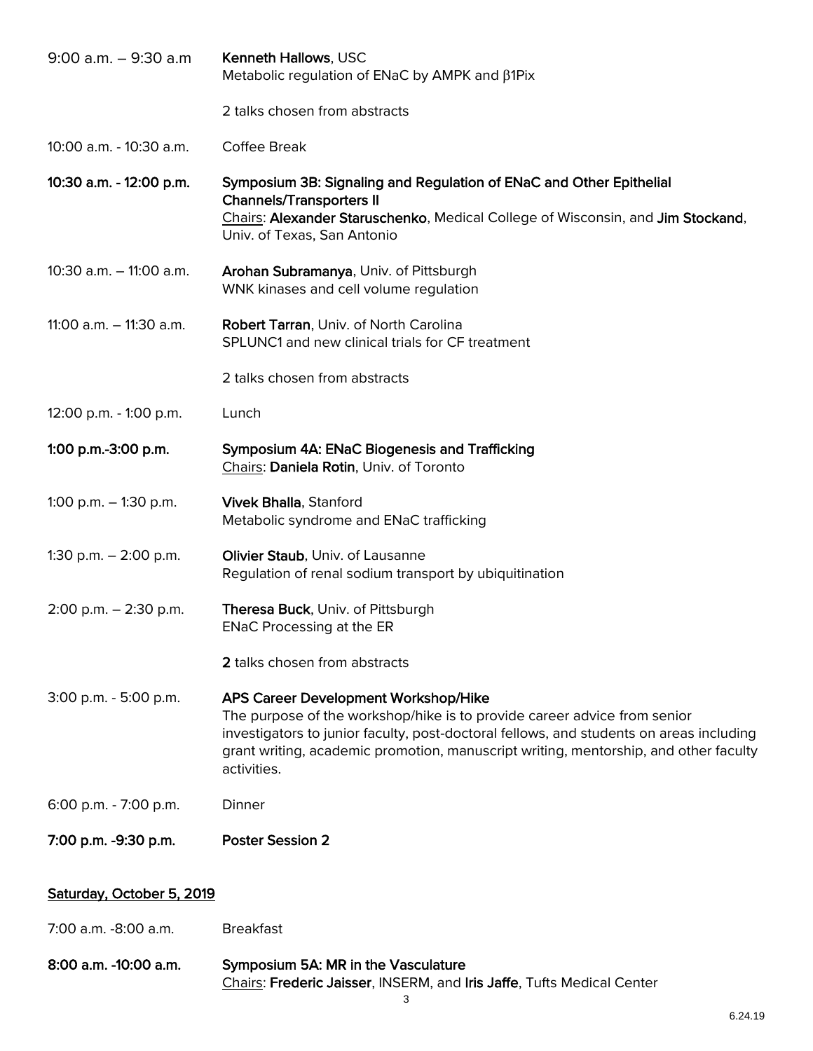| | |
|---|---|
| 9:00 a.m. – 9:30 a.m | **Kenneth Hallows**, USC<br>Metabolic regulation of ENaC by AMPK and β1Pix |
| | 2 talks chosen from abstracts |
| 10:00 a.m. - 10:30 a.m. | Coffee Break |
| **10:30 a.m. - 12:00 p.m.** | **Symposium 3B: Signaling and Regulation of ENaC and Other Epithelial Channels/Transporters II**<br>Chairs: **Alexander Staruschenko**, Medical College of Wisconsin, and **Jim Stockand**, Univ. of Texas, San Antonio |
| 10:30 a.m. – 11:00 a.m. | **Arohan Subramanya**, Univ. of Pittsburgh<br>WNK kinases and cell volume regulation |
| 11:00 a.m. – 11:30 a.m. | **Robert Tarran**, Univ. of North Carolina<br>SPLUNC1 and new clinical trials for CF treatment |
| | 2 talks chosen from abstracts |
| 12:00 p.m. - 1:00 p.m. | Lunch |
| **1:00 p.m.-3:00 p.m.** | **Symposium 4A: ENaC Biogenesis and Trafficking**<br>Chairs: **Daniela Rotin**, Univ. of Toronto |
| 1:00 p.m. – 1:30 p.m. | **Vivek Bhalla**, Stanford<br>Metabolic syndrome and ENaC trafficking |
| 1:30 p.m. – 2:00 p.m. | **Olivier Staub**, Univ. of Lausanne<br>Regulation of renal sodium transport by ubiquitination |
| 2:00 p.m. – 2:30 p.m. | **Theresa Buck**, Univ. of Pittsburgh<br>ENaC Processing at the ER |
| | **2** talks chosen from abstracts |
| 3:00 p.m. - 5:00 p.m. | **APS Career Development Workshop/Hike**<br>The purpose of the workshop/hike is to provide career advice from senior investigators to junior faculty, post-doctoral fellows, and students on areas including grant writing, academic promotion, manuscript writing, mentorship, and other faculty activities. |
| 6:00 p.m. - 7:00 p.m. | Dinner |
| **7:00 p.m. -9:30 p.m.** | **Poster Session 2** |

## Saturday, October 5, 2019

| | |
|---|---|
| 7:00 a.m. -8:00 a.m. | Breakfast |
| **8:00 a.m. -10:00 a.m.** | **Symposium 5A: MR in the Vasculature**<br>Chairs: **Frederic Jaisser**, INSERM, and **Iris Jaffe**, Tufts Medical Center |

6.24.19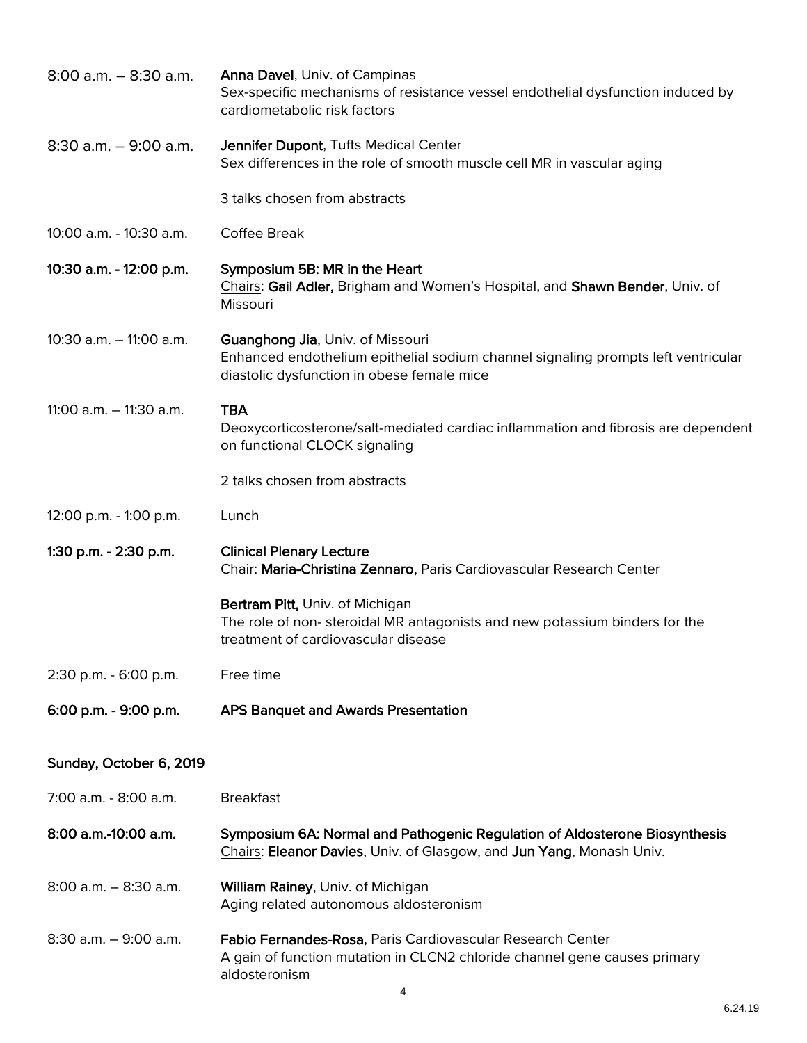| | |
|---|---|
| 8:00 a.m. – 8:30 a.m. | **Anna Davel**, Univ. of Campinas<br>Sex-specific mechanisms of resistance vessel endothelial dysfunction induced by cardiometabolic risk factors |
| 8:30 a.m. – 9:00 a.m. | **Jennifer Dupont**, Tufts Medical Center<br>Sex differences in the role of smooth muscle cell MR in vascular aging |
| | 3 talks chosen from abstracts |
| 10:00 a.m. - 10:30 a.m. | Coffee Break |
| **10:30 a.m. - 12:00 p.m.** | **Symposium 5B: MR in the Heart**<br>Chairs: **Gail Adler,** Brigham and Women's Hospital, and **Shawn Bender**, Univ. of Missouri |
| 10:30 a.m. – 11:00 a.m. | **Guanghong Jia**, Univ. of Missouri<br>Enhanced endothelium epithelial sodium channel signaling prompts left ventricular diastolic dysfunction in obese female mice |
| 11:00 a.m. – 11:30 a.m. | **TBA**<br>Deoxycorticosterone/salt-mediated cardiac inflammation and fibrosis are dependent on functional CLOCK signaling |
| | 2 talks chosen from abstracts |
| 12:00 p.m. - 1:00 p.m. | Lunch |
| **1:30 p.m. - 2:30 p.m.** | **Clinical Plenary Lecture**<br>Chair: **Maria-Christina Zennaro**, Paris Cardiovascular Research Center |
| | **Bertram Pitt,** Univ. of Michigan<br>The role of non- steroidal MR antagonists and new potassium binders for the treatment of cardiovascular disease |
| 2:30 p.m. - 6:00 p.m. | Free time |
| **6:00 p.m. - 9:00 p.m.** | **APS Banquet and Awards Presentation** |

## Sunday, October 6, 2019

| | |
|---|---|
| 7:00 a.m. - 8:00 a.m. | Breakfast |
| **8:00 a.m.-10:00 a.m.** | **Symposium 6A: Normal and Pathogenic Regulation of Aldosterone Biosynthesis**<br>Chairs: **Eleanor Davies**, Univ. of Glasgow, and **Jun Yang**, Monash Univ. |
| 8:00 a.m. – 8:30 a.m. | **William Rainey**, Univ. of Michigan<br>Aging related autonomous aldosteronism |
| 8:30 a.m. – 9:00 a.m. | **Fabio Fernandes-Rosa**, Paris Cardiovascular Research Center<br>A gain of function mutation in CLCN2 chloride channel gene causes primary aldosteronism |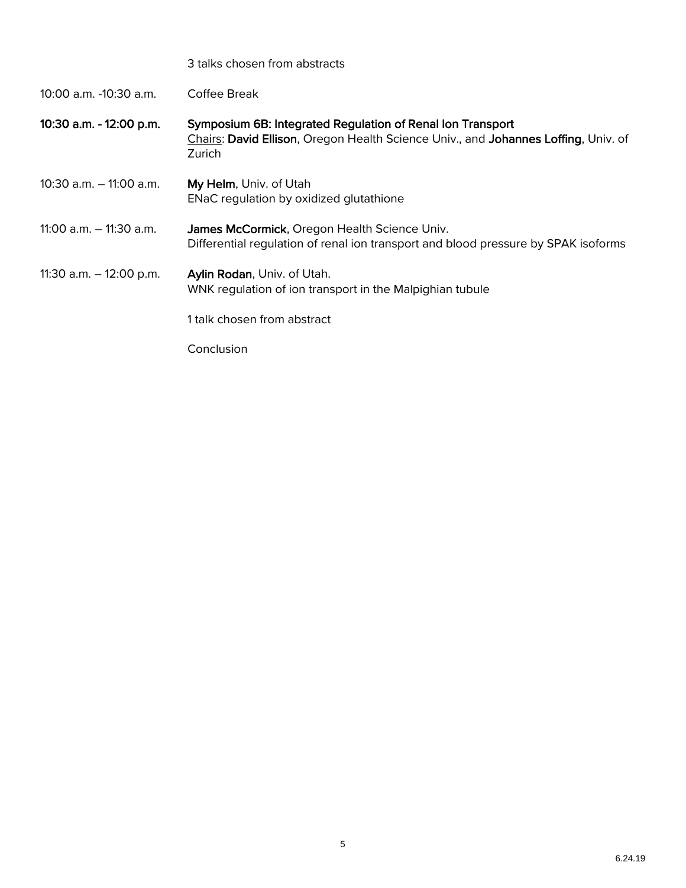3 talks chosen from abstracts

| | |
|---|---|
| 10:00 a.m. -10:30 a.m. | Coffee Break |
| **10:30 a.m. - 12:00 p.m.** | **Symposium 6B: Integrated Regulation of Renal Ion Transport**<br>Chairs: **David Ellison**, Oregon Health Science Univ., and **Johannes Loffing**, Univ. of Zurich |
| 10:30 a.m. – 11:00 a.m. | **My Helm**, Univ. of Utah<br>ENaC regulation by oxidized glutathione |
| 11:00 a.m. – 11:30 a.m. | **James McCormick**, Oregon Health Science Univ.<br>Differential regulation of renal ion transport and blood pressure by SPAK isoforms |
| 11:30 a.m. – 12:00 p.m. | **Aylin Rodan**, Univ. of Utah.<br>WNK regulation of ion transport in the Malpighian tubule |
| | 1 talk chosen from abstract |
| | Conclusion |

6.24.19